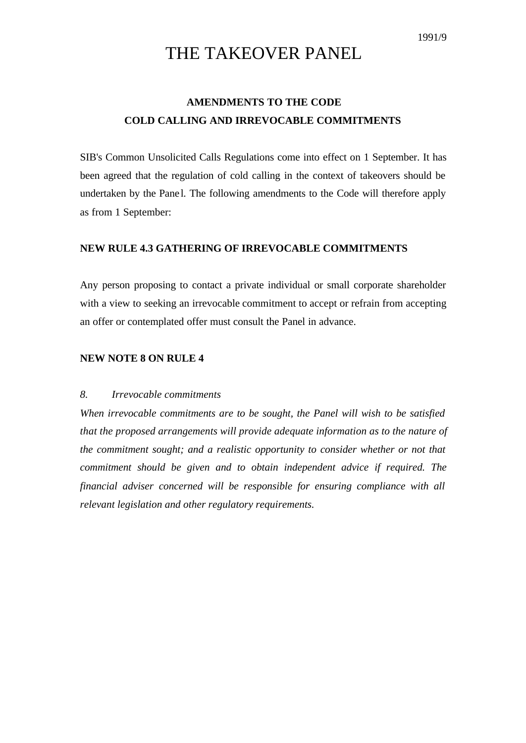1991/9

# THE TAKEOVER PANEL

## AMENDMENTS TO THE CODE
## COLD CALLING AND IRREVOCABLE COMMITMENTS

SIB's Common Unsolicited Calls Regulations come into effect on 1 September. It has been agreed that the regulation of cold calling in the context of takeovers should be undertaken by the Panel. The following amendments to the Code will therefore apply as from 1 September:

### NEW RULE 4.3 GATHERING OF IRREVOCABLE COMMITMENTS

Any person proposing to contact a private individual or small corporate shareholder with a view to seeking an irrevocable commitment to accept or refrain from accepting an offer or contemplated offer must consult the Panel in advance.

### NEW NOTE 8 ON RULE 4

*8. Irrevocable commitments*

*When irrevocable commitments are to be sought, the Panel will wish to be satisfied that the proposed arrangements will provide adequate information as to the nature of the commitment sought; and a realistic opportunity to consider whether or not that commitment should be given and to obtain independent advice if required. The financial adviser concerned will be responsible for ensuring compliance with all relevant legislation and other regulatory requirements.*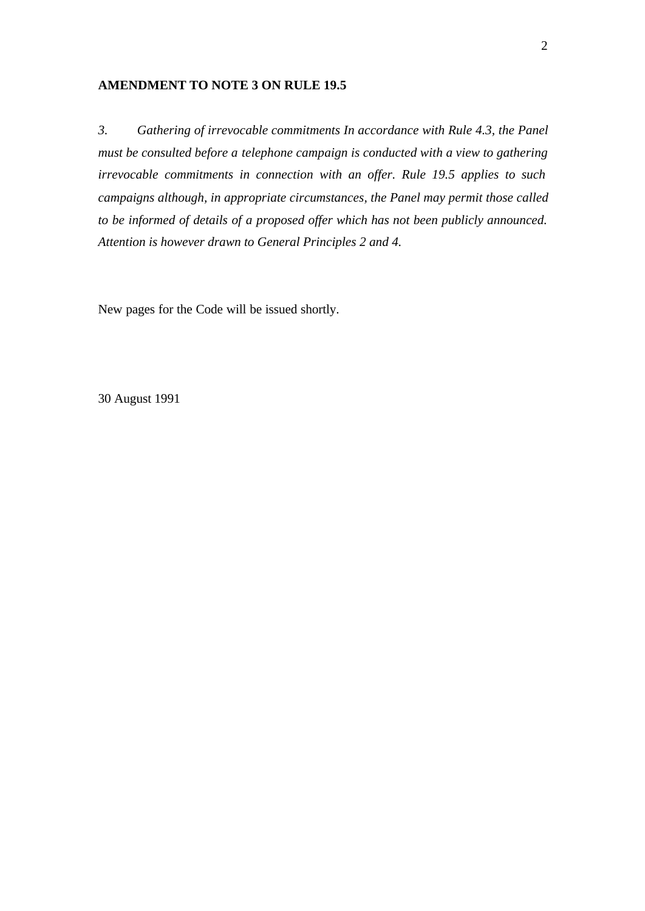**AMENDMENT TO NOTE 3 ON RULE 19.5**

*3. Gathering of irrevocable commitments In accordance with Rule 4.3, the Panel must be consulted before a telephone campaign is conducted with a view to gathering irrevocable commitments in connection with an offer. Rule 19.5 applies to such campaigns although, in appropriate circumstances, the Panel may permit those called to be informed of details of a proposed offer which has not been publicly announced. Attention is however drawn to General Principles 2 and 4.*

New pages for the Code will be issued shortly.

30 August 1991